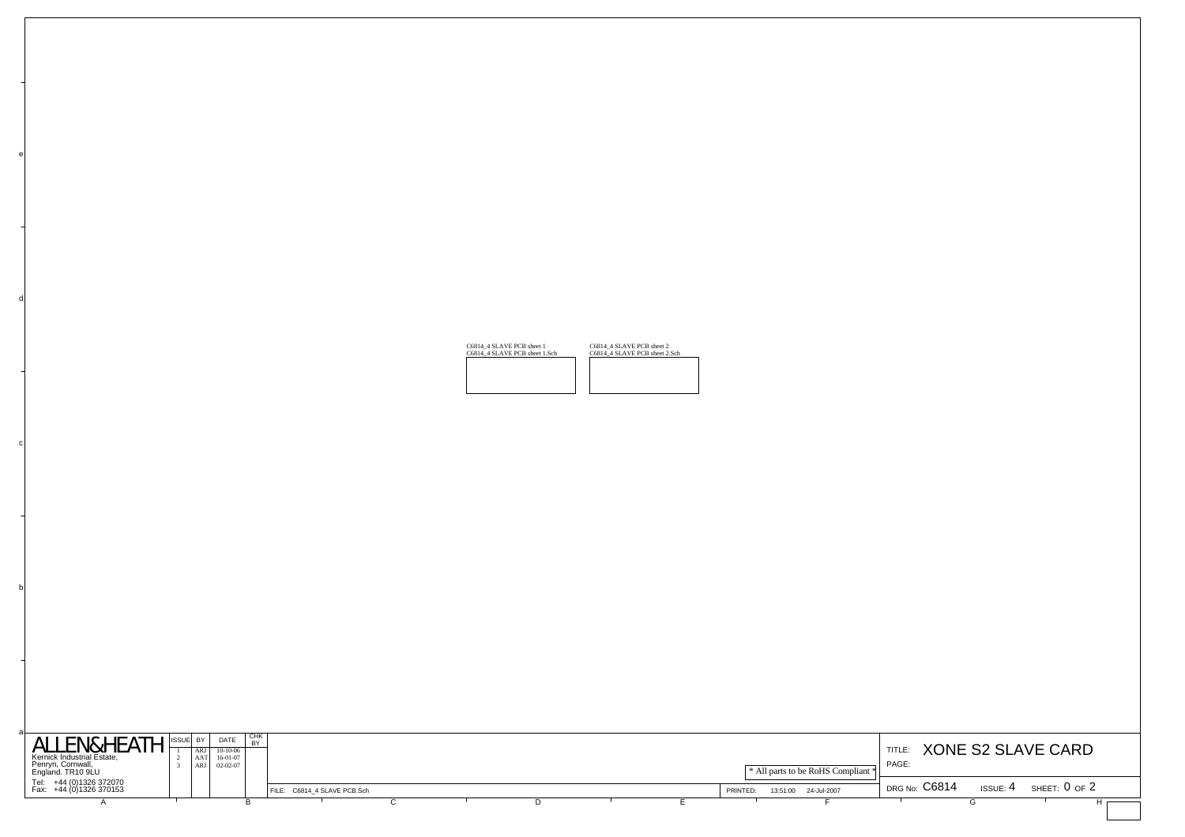C6814_4 SLAVE PCB sheet 1
C6814_4 SLAVE PCB sheet 1.Sch

C6814_4 SLAVE PCB sheet 2
C6814_4 SLAVE PCB sheet 2.Sch

ALLEN&HEATH
Kernick Industrial Estate,
Penryn, Cornwall,
England. TR10 9LU
Tel: +44 (0)1326 372070
Fax: +44 (0)1326 370153

| ISSUE | BY | DATE | CHK BY |
|---|---|---|---|
| 1 | ARJ | 10-10-06 | |
| 2 | AAT | 16-01-07 | |
| 3 | ARJ | 02-02-07 | |

* All parts to be RoHS Compliant *

FILE: C6814_4 SLAVE PCB.Sch

PRINTED: 13:51:00 24-Jul-2007

TITLE: XONE S2 SLAVE CARD

PAGE:

DRG No: C6814 ISSUE: 4 SHEET: 0 OF 2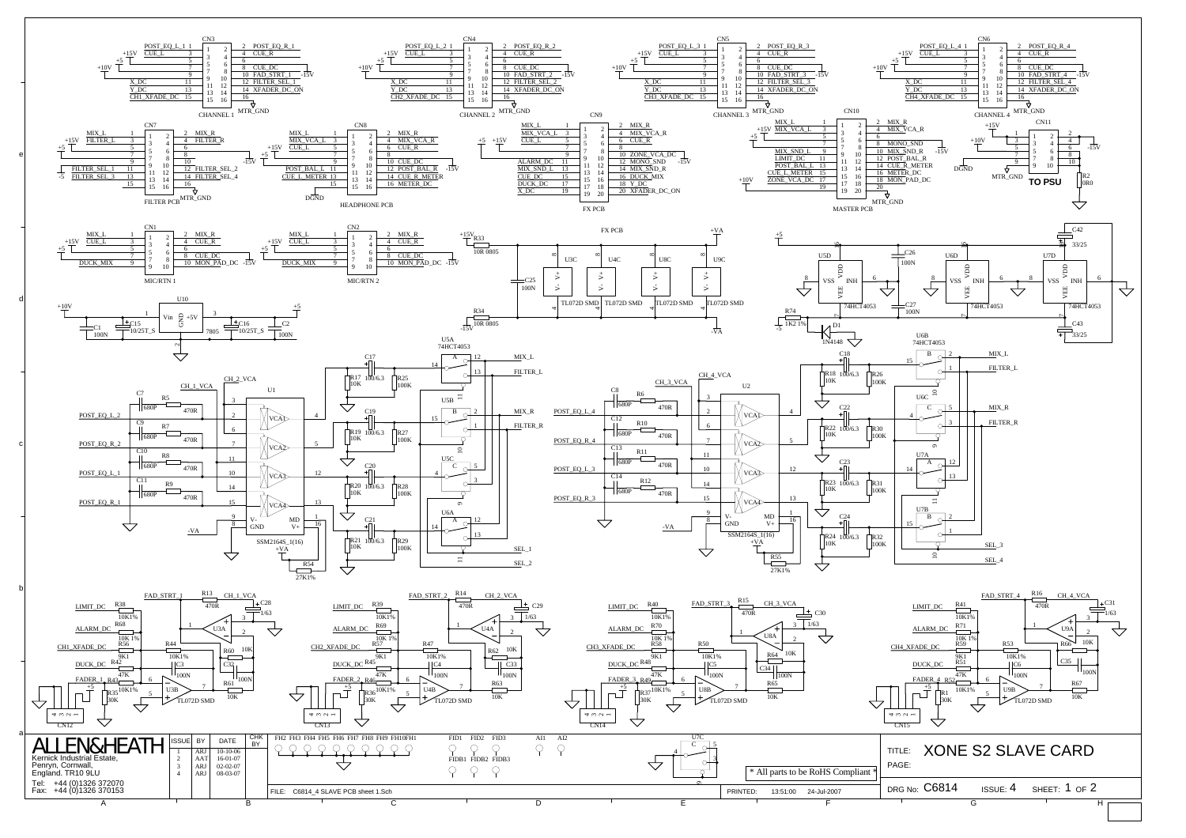# XONE S2 SLAVE CARD

**ALLEN&HEATH**

Kernick Industrial Estate,
Penryn, Cornwall,
England. TR10 9LU

Tel: +44 (0)1326 372070
Fax: +44 (0)1326 370153

| ISSUE | BY | DATE | CHK BY |
|---|---|---|---|
| 1 | ARJ | 10-10-06 | |
| 2 | AAT | 16-01-07 | |
| 3 | ARJ | 02-02-07 | |
| 4 | ARJ | 08-03-07 | |

FILE: C6814_4 SLAVE PCB sheet 1.Sch

PRINTED: 13:51:00 24-Jul-2007

* All parts to be RoHS Compliant *

TITLE: XONE S2 SLAVE CARD

PAGE:

DRG No: C6814 ISSUE: 4 SHEET: 1 OF 2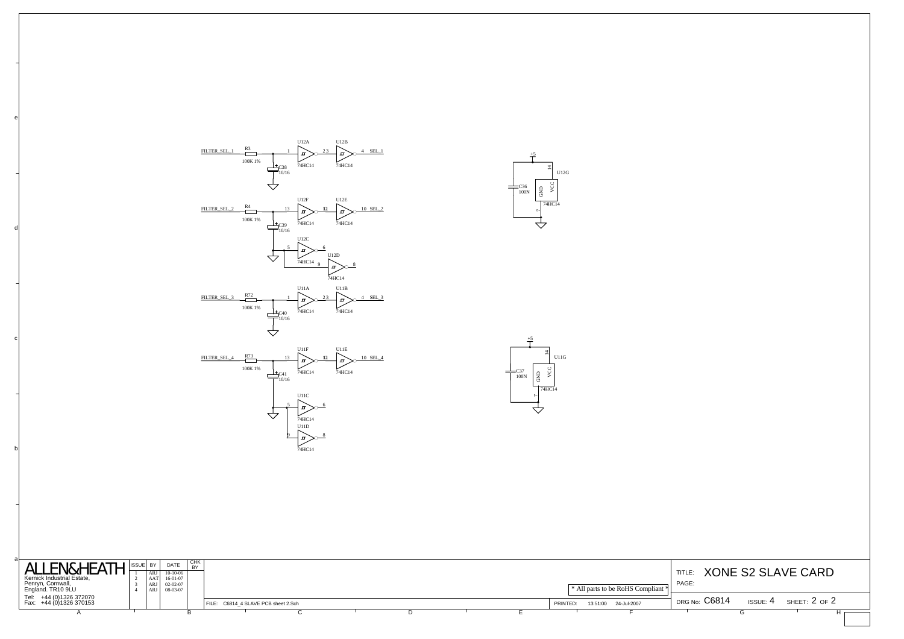FILTER_SEL_1 — R3 100K 1% — C38 10/16 — U12A 74HC14 (1 → 2) — U12B 74HC14 (3 → 4) — SEL_1

FILTER_SEL_2 — R4 100K 1% — C39 10/16 — U12F 74HC14 (13 → 12) — U12E 74HC14 (11 → 10) — SEL_2

U12C 74HC14 (5 → 6)

U12D 74HC14 (9 → 8)

FILTER_SEL_3 — R72 100K 1% — C40 10/16 — U11A 74HC14 (1 → 2) — U11B 74HC14 (3 → 4) — SEL_3

FILTER_SEL_4 — R73 100K 1% — C41 10/16 — U11F 74HC14 (13 → 12) — U11E 74HC14 (11 → 10) — SEL_4

U11C 74HC14 (5 → 6)

U11D 74HC14 (9 → 8)

+5 — C36 100N — U12G 74HC14 (VCC 14, GND 7)

+5 — C37 100N — U11G 74HC14 (VCC 14, GND 7)

**ALLEN&HEATH**
Kernick Industrial Estate,
Penryn, Cornwall,
England. TR10 9LU
Tel: +44 (0)1326 372070
Fax: +44 (0)1326 370153

| ISSUE | BY | DATE | CHK BY |
|---|---|---|---|
| 1 | ARJ | 10-10-06 | |
| 2 | AAT | 16-01-07 | |
| 3 | ARJ | 02-02-07 | |
| 4 | ARJ | 08-03-07 | |

\* All parts to be RoHS Compliant \*

FILE: C6814_4 SLAVE PCB sheet 2.Sch

PRINTED: 13:51:00 24-Jul-2007

TITLE: XONE S2 SLAVE CARD

PAGE:

DRG No: C6814 ISSUE: 4 SHEET: 2 OF 2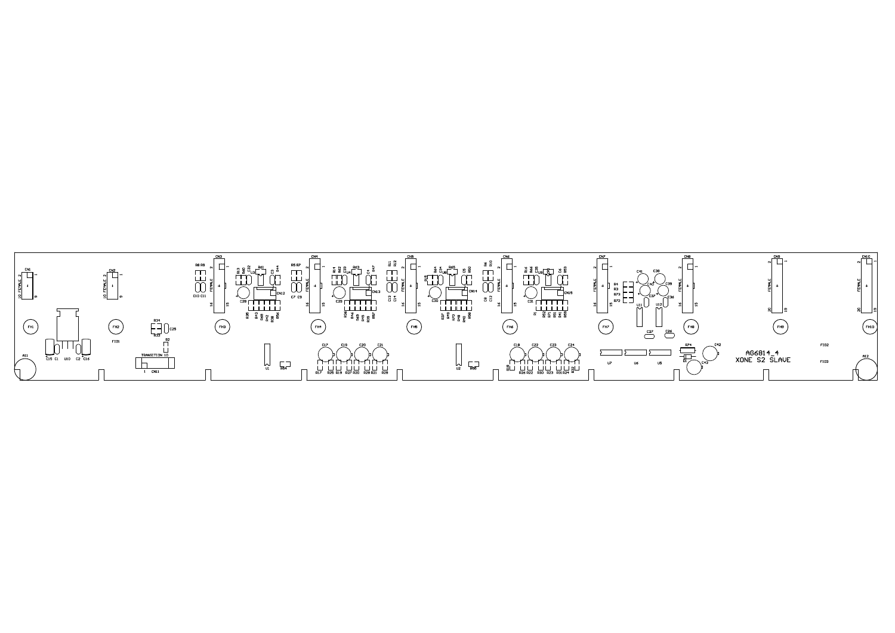AG6814_4

XONE S2 SLAVE